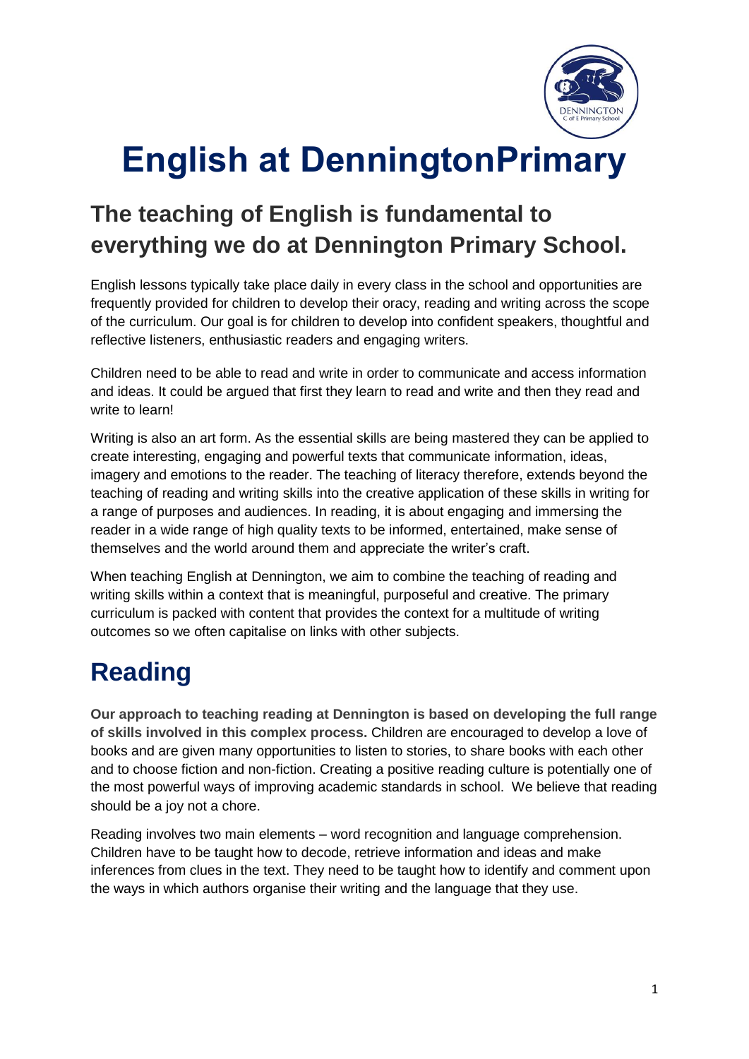# English at DenningtonPrimary

## The teaching of English is fundamental to everything we do at Dennington Primary School.

English lessons typically take place daily in every class in the school and opportunities are frequently provided for children to develop their oracy, reading and writing across the scope of the curriculum. Our goal is for children to develop into confident speakers, thoughtful and reflective listeners, enthusiastic readers and engaging writers.

Children need to be able to read and write in order to communicate and access information and ideas. It could be argued that first they learn to read and write and then they read and write to learn!

Writing is also an art form. As the essential skills are being mastered they can be applied to create interesting, engaging and powerful texts that communicate information, ideas, imagery and emotions to the reader. The teaching of literacy therefore, extends beyond the teaching of reading and writing skills into the creative application of these skills in writing for a range of purposes and audiences. In reading, it is about engaging and immersing the reader in a wide range of high quality texts to be informed, entertained, make sense of themselves and the world around them and appreciate the writer's craft.

When teaching English at Dennington, we aim to combine the teaching of reading and writing skills within a context that is meaningful, purposeful and creative. The primary curriculum is packed with content that provides the context for a multitude of writing outcomes so we often capitalise on links with other subjects.

# Reading

**Our approach to teaching reading at Dennington is based on developing the full range of skills involved in this complex process.** Children are encouraged to develop a love of books and are given many opportunities to listen to stories, to share books with each other and to choose fiction and non-fiction. Creating a positive reading culture is potentially one of the most powerful ways of improving academic standards in school. We believe that reading should be a joy not a chore.

Reading involves two main elements – word recognition and language comprehension. Children have to be taught how to decode, retrieve information and ideas and make inferences from clues in the text. They need to be taught how to identify and comment upon the ways in which authors organise their writing and the language that they use.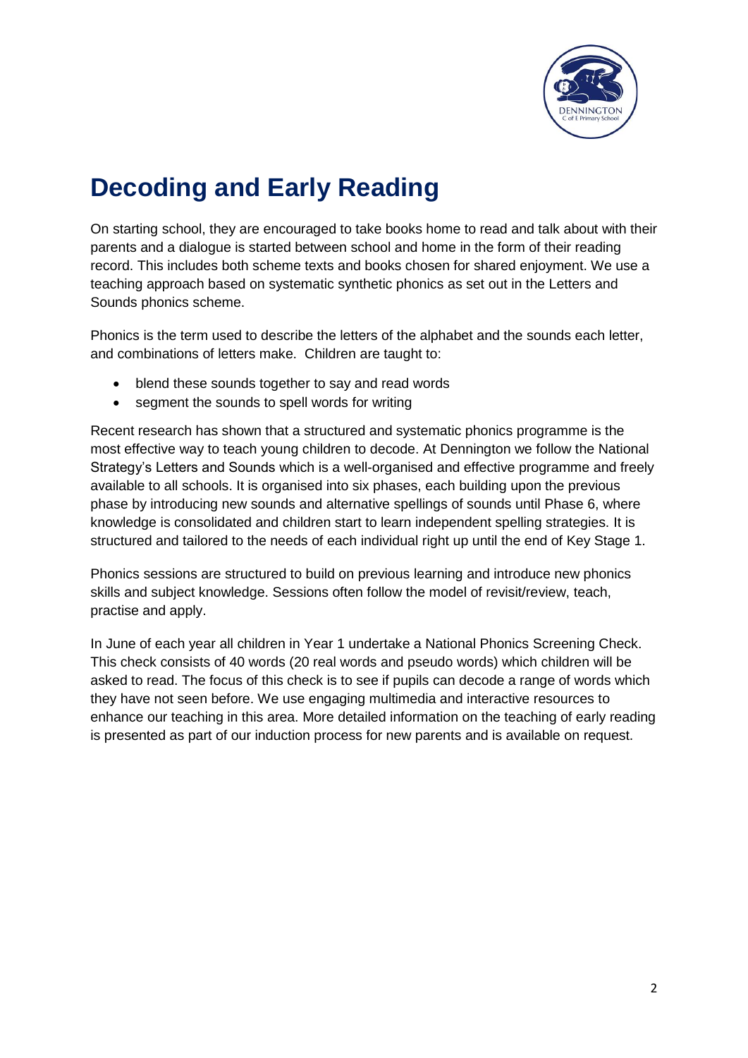# Decoding and Early Reading

On starting school, they are encouraged to take books home to read and talk about with their parents and a dialogue is started between school and home in the form of their reading record. This includes both scheme texts and books chosen for shared enjoyment. We use a teaching approach based on systematic synthetic phonics as set out in the Letters and Sounds phonics scheme.

Phonics is the term used to describe the letters of the alphabet and the sounds each letter, and combinations of letters make. Children are taught to:

- blend these sounds together to say and read words
- segment the sounds to spell words for writing

Recent research has shown that a structured and systematic phonics programme is the most effective way to teach young children to decode. At Dennington we follow the National Strategy's Letters and Sounds which is a well-organised and effective programme and freely available to all schools. It is organised into six phases, each building upon the previous phase by introducing new sounds and alternative spellings of sounds until Phase 6, where knowledge is consolidated and children start to learn independent spelling strategies. It is structured and tailored to the needs of each individual right up until the end of Key Stage 1.

Phonics sessions are structured to build on previous learning and introduce new phonics skills and subject knowledge. Sessions often follow the model of revisit/review, teach, practise and apply.

In June of each year all children in Year 1 undertake a National Phonics Screening Check. This check consists of 40 words (20 real words and pseudo words) which children will be asked to read. The focus of this check is to see if pupils can decode a range of words which they have not seen before. We use engaging multimedia and interactive resources to enhance our teaching in this area. More detailed information on the teaching of early reading is presented as part of our induction process for new parents and is available on request.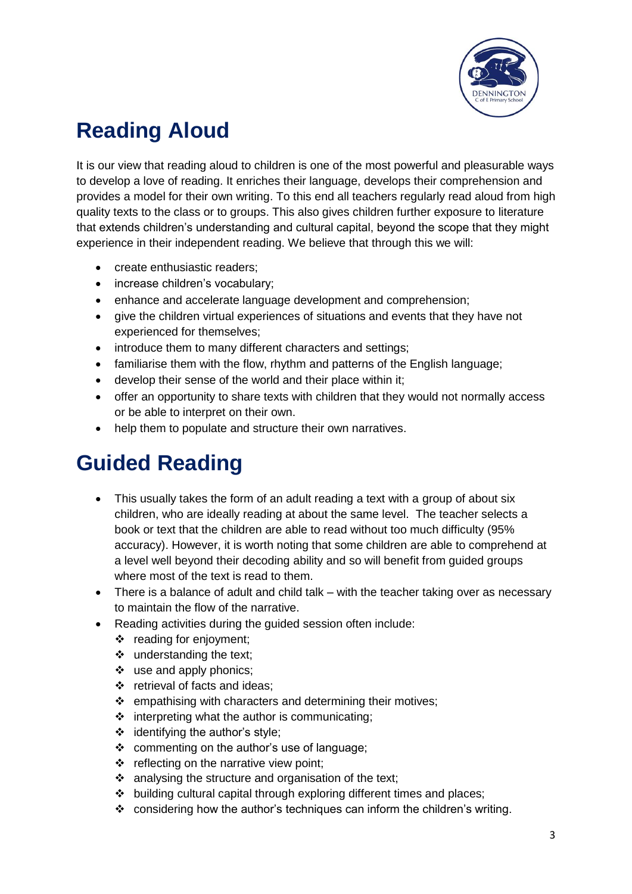# Reading Aloud

It is our view that reading aloud to children is one of the most powerful and pleasurable ways to develop a love of reading. It enriches their language, develops their comprehension and provides a model for their own writing. To this end all teachers regularly read aloud from high quality texts to the class or to groups. This also gives children further exposure to literature that extends children's understanding and cultural capital, beyond the scope that they might experience in their independent reading. We believe that through this we will:

- create enthusiastic readers;
- increase children's vocabulary;
- enhance and accelerate language development and comprehension;
- give the children virtual experiences of situations and events that they have not experienced for themselves;
- introduce them to many different characters and settings;
- familiarise them with the flow, rhythm and patterns of the English language;
- develop their sense of the world and their place within it;
- offer an opportunity to share texts with children that they would not normally access or be able to interpret on their own.
- help them to populate and structure their own narratives.

# Guided Reading

- This usually takes the form of an adult reading a text with a group of about six children, who are ideally reading at about the same level. The teacher selects a book or text that the children are able to read without too much difficulty (95% accuracy). However, it is worth noting that some children are able to comprehend at a level well beyond their decoding ability and so will benefit from guided groups where most of the text is read to them.
- There is a balance of adult and child talk – with the teacher taking over as necessary to maintain the flow of the narrative.
- Reading activities during the guided session often include:
  - reading for enjoyment;
  - understanding the text;
  - use and apply phonics;
  - retrieval of facts and ideas;
  - empathising with characters and determining their motives;
  - interpreting what the author is communicating;
  - identifying the author's style;
  - commenting on the author's use of language;
  - reflecting on the narrative view point;
  - analysing the structure and organisation of the text;
  - building cultural capital through exploring different times and places;
  - considering how the author's techniques can inform the children's writing.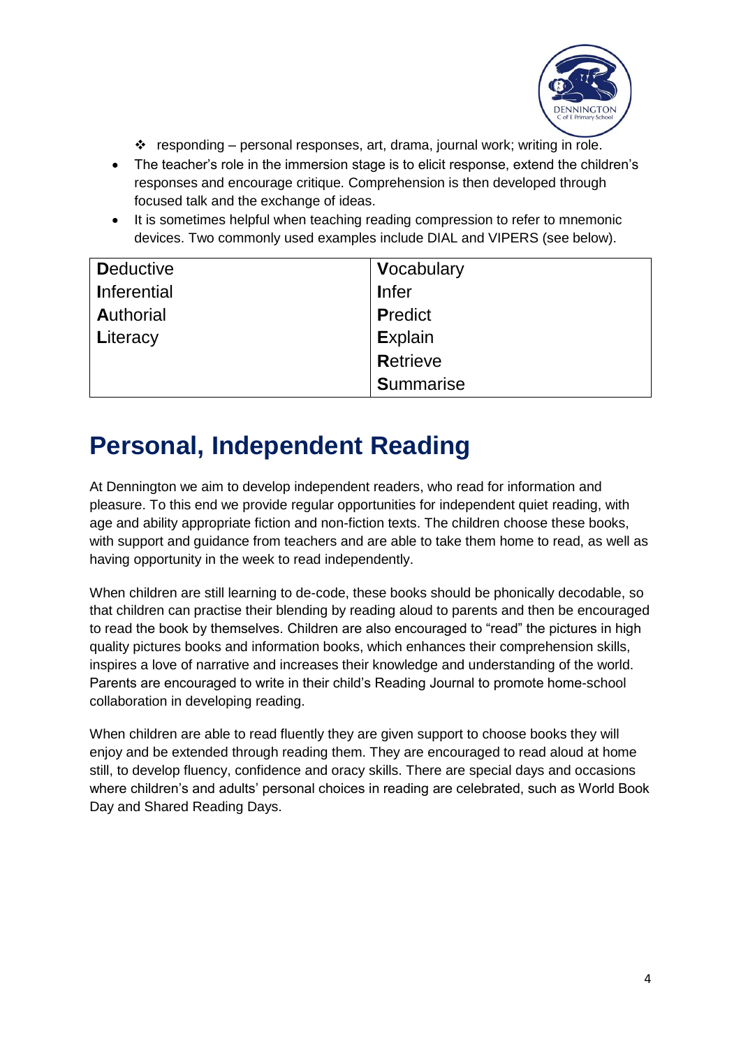- ❖ responding – personal responses, art, drama, journal work; writing in role.

- The teacher's role in the immersion stage is to elicit response, extend the children's responses and encourage critique. Comprehension is then developed through focused talk and the exchange of ideas.
- It is sometimes helpful when teaching reading compression to refer to mnemonic devices. Two commonly used examples include DIAL and VIPERS (see below).

| **D**eductive | **V**ocabulary |
|---|---|
| **I**nferential | **I**nfer |
| **A**uthorial | **P**redict |
| **L**iteracy | **E**xplain |
| | **R**etrieve |
| | **S**ummarise |

# Personal, Independent Reading

At Dennington we aim to develop independent readers, who read for information and pleasure. To this end we provide regular opportunities for independent quiet reading, with age and ability appropriate fiction and non-fiction texts. The children choose these books, with support and guidance from teachers and are able to take them home to read, as well as having opportunity in the week to read independently.

When children are still learning to de-code, these books should be phonically decodable, so that children can practise their blending by reading aloud to parents and then be encouraged to read the book by themselves. Children are also encouraged to "read" the pictures in high quality pictures books and information books, which enhances their comprehension skills, inspires a love of narrative and increases their knowledge and understanding of the world. Parents are encouraged to write in their child's Reading Journal to promote home-school collaboration in developing reading.

When children are able to read fluently they are given support to choose books they will enjoy and be extended through reading them. They are encouraged to read aloud at home still, to develop fluency, confidence and oracy skills. There are special days and occasions where children's and adults' personal choices in reading are celebrated, such as World Book Day and Shared Reading Days.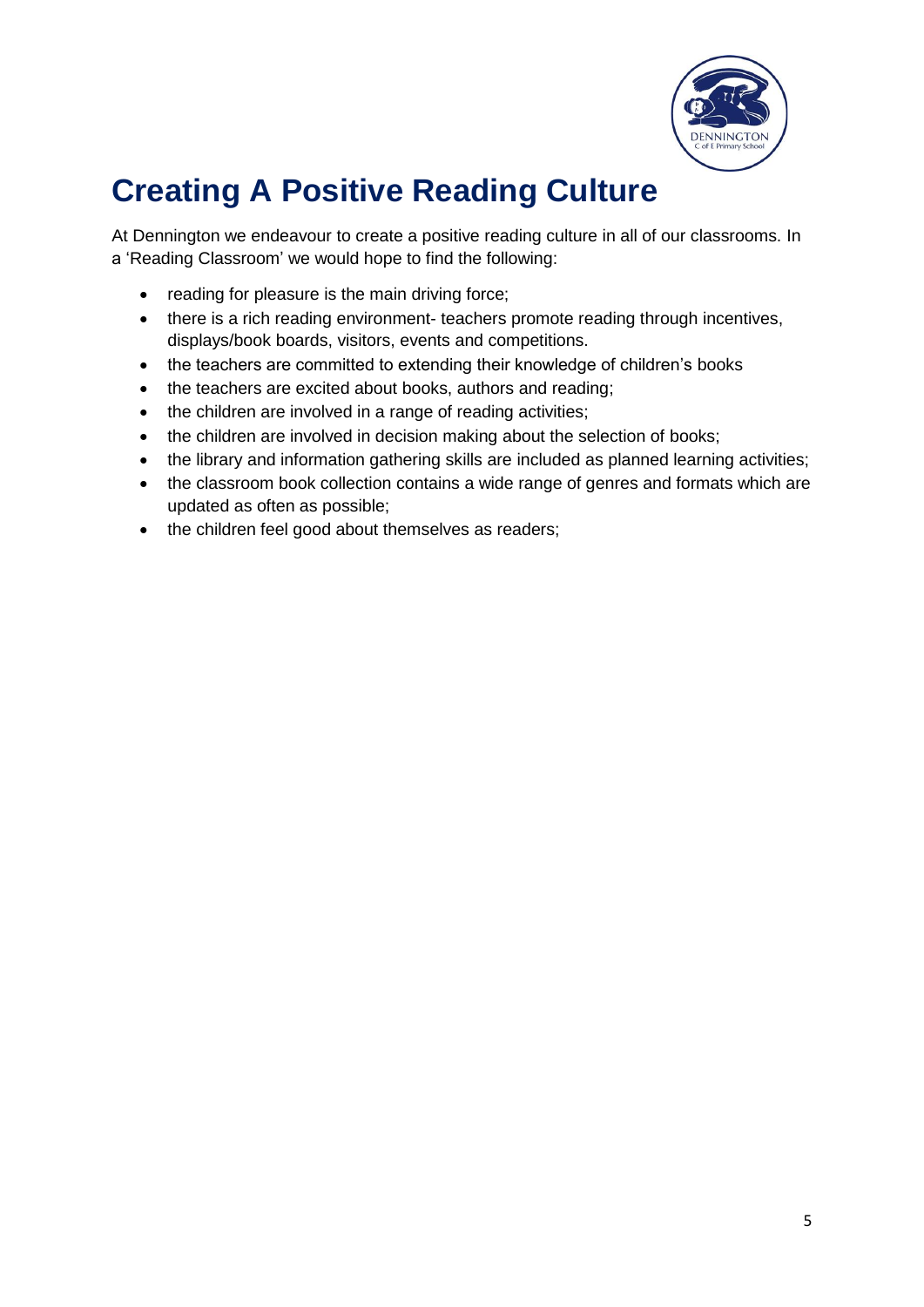# Creating A Positive Reading Culture

At Dennington we endeavour to create a positive reading culture in all of our classrooms. In a 'Reading Classroom' we would hope to find the following:

- reading for pleasure is the main driving force;
- there is a rich reading environment- teachers promote reading through incentives, displays/book boards, visitors, events and competitions.
- the teachers are committed to extending their knowledge of children's books
- the teachers are excited about books, authors and reading;
- the children are involved in a range of reading activities;
- the children are involved in decision making about the selection of books;
- the library and information gathering skills are included as planned learning activities;
- the classroom book collection contains a wide range of genres and formats which are updated as often as possible;
- the children feel good about themselves as readers;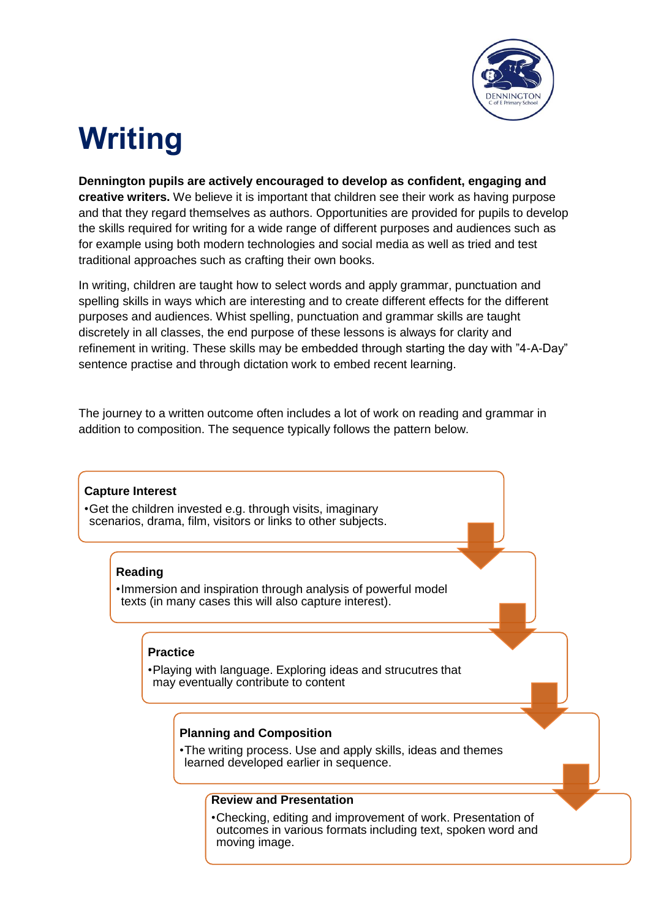# Writing

**Dennington pupils are actively encouraged to develop as confident, engaging and creative writers.** We believe it is important that children see their work as having purpose and that they regard themselves as authors. Opportunities are provided for pupils to develop the skills required for writing for a wide range of different purposes and audiences such as for example using both modern technologies and social media as well as tried and test traditional approaches such as crafting their own books.

In writing, children are taught how to select words and apply grammar, punctuation and spelling skills in ways which are interesting and to create different effects for the different purposes and audiences. Whist spelling, punctuation and grammar skills are taught discretely in all classes, the end purpose of these lessons is always for clarity and refinement in writing. These skills may be embedded through starting the day with "4-A-Day" sentence practise and through dictation work to embed recent learning.

The journey to a written outcome often includes a lot of work on reading and grammar in addition to composition. The sequence typically follows the pattern below.

**Capture Interest**

- Get the children invested e.g. through visits, imaginary scenarios, drama, film, visitors or links to other subjects.

**Reading**

- Immersion and inspiration through analysis of powerful model texts (in many cases this will also capture interest).

**Practice**

- Playing with language. Exploring ideas and strucutres that may eventually contribute to content

**Planning and Composition**

- The writing process. Use and apply skills, ideas and themes learned developed earlier in sequence.

**Review and Presentation**

- Checking, editing and improvement of work. Presentation of outcomes in various formats including text, spoken word and moving image.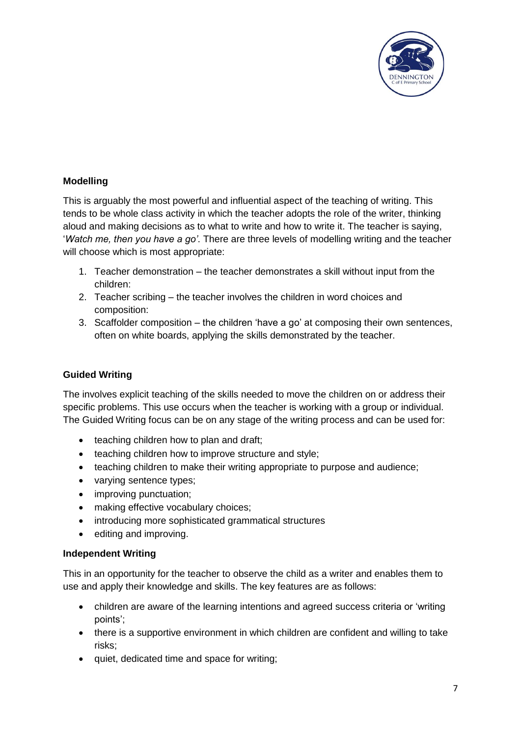### Modelling

This is arguably the most powerful and influential aspect of the teaching of writing. This tends to be whole class activity in which the teacher adopts the role of the writer, thinking aloud and making decisions as to what to write and how to write it. The teacher is saying, '*Watch me, then you have a go'*. There are three levels of modelling writing and the teacher will choose which is most appropriate:

1. Teacher demonstration – the teacher demonstrates a skill without input from the children:
2. Teacher scribing – the teacher involves the children in word choices and composition:
3. Scaffolder composition – the children 'have a go' at composing their own sentences, often on white boards, applying the skills demonstrated by the teacher.

### Guided Writing

The involves explicit teaching of the skills needed to move the children on or address their specific problems. This use occurs when the teacher is working with a group or individual. The Guided Writing focus can be on any stage of the writing process and can be used for:

- teaching children how to plan and draft;
- teaching children how to improve structure and style;
- teaching children to make their writing appropriate to purpose and audience;
- varying sentence types;
- improving punctuation;
- making effective vocabulary choices;
- introducing more sophisticated grammatical structures
- editing and improving.

### Independent Writing

This in an opportunity for the teacher to observe the child as a writer and enables them to use and apply their knowledge and skills. The key features are as follows:

- children are aware of the learning intentions and agreed success criteria or 'writing points';
- there is a supportive environment in which children are confident and willing to take risks;
- quiet, dedicated time and space for writing;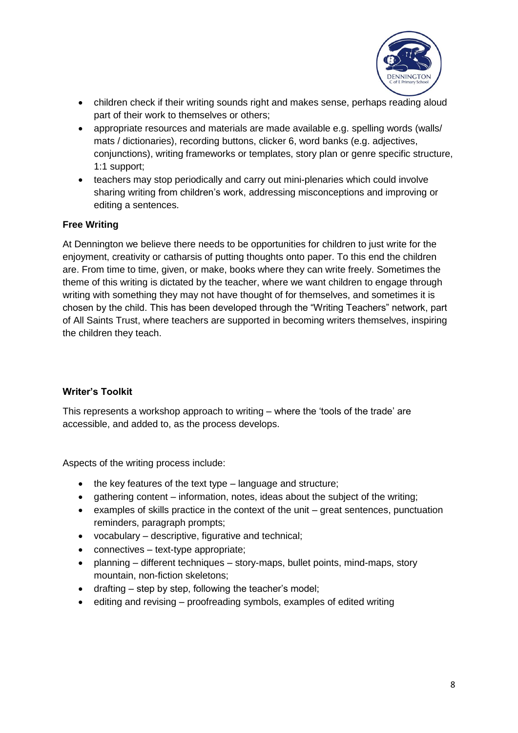- children check if their writing sounds right and makes sense, perhaps reading aloud part of their work to themselves or others;
- appropriate resources and materials are made available e.g. spelling words (walls/ mats / dictionaries), recording buttons, clicker 6, word banks (e.g. adjectives, conjunctions), writing frameworks or templates, story plan or genre specific structure, 1:1 support;
- teachers may stop periodically and carry out mini-plenaries which could involve sharing writing from children's work, addressing misconceptions and improving or editing a sentences.

**Free Writing**

At Dennington we believe there needs to be opportunities for children to just write for the enjoyment, creativity or catharsis of putting thoughts onto paper. To this end the children are. From time to time, given, or make, books where they can write freely. Sometimes the theme of this writing is dictated by the teacher, where we want children to engage through writing with something they may not have thought of for themselves, and sometimes it is chosen by the child. This has been developed through the "Writing Teachers" network, part of All Saints Trust, where teachers are supported in becoming writers themselves, inspiring the children they teach.

**Writer's Toolkit**

This represents a workshop approach to writing – where the 'tools of the trade' are accessible, and added to, as the process develops.

Aspects of the writing process include:

- the key features of the text type – language and structure;
- gathering content – information, notes, ideas about the subject of the writing;
- examples of skills practice in the context of the unit – great sentences, punctuation reminders, paragraph prompts;
- vocabulary – descriptive, figurative and technical;
- connectives – text-type appropriate;
- planning – different techniques – story-maps, bullet points, mind-maps, story mountain, non-fiction skeletons;
- drafting – step by step, following the teacher's model;
- editing and revising – proofreading symbols, examples of edited writing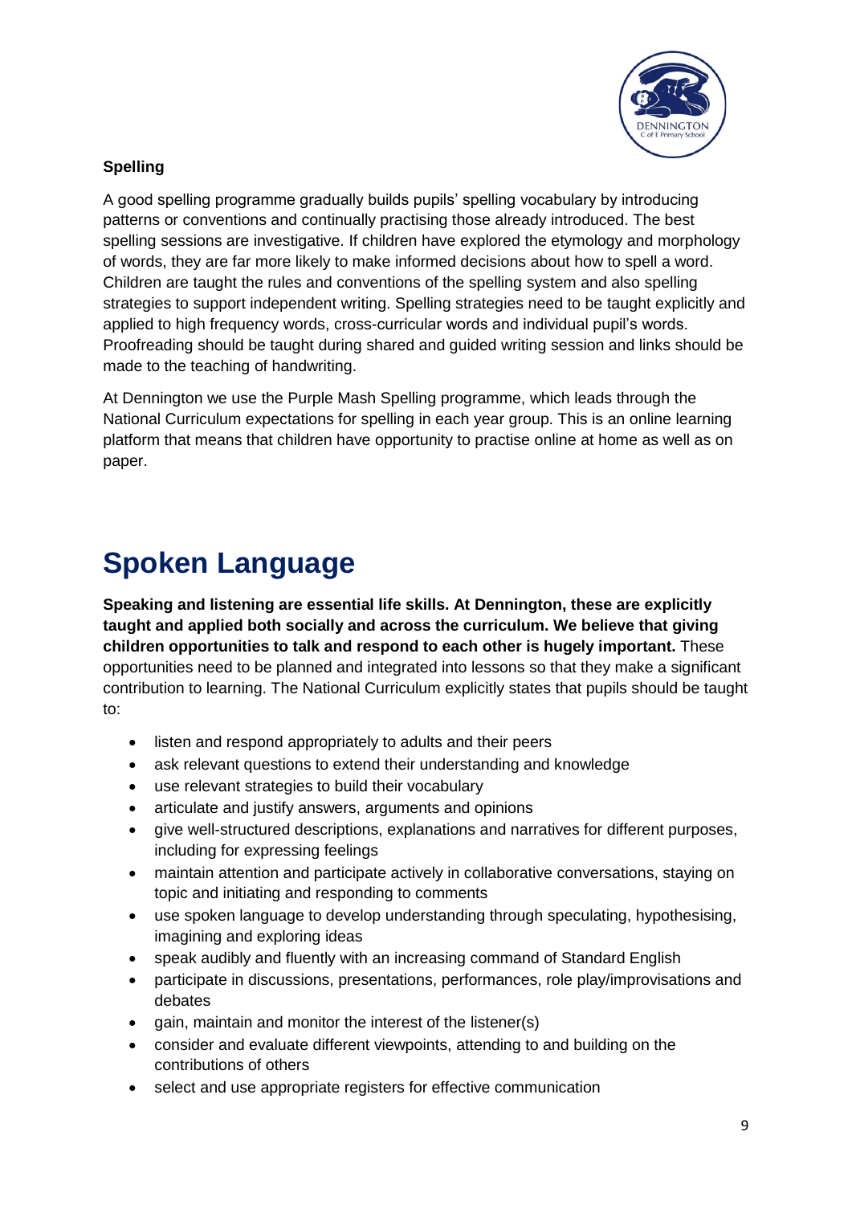**Spelling**

A good spelling programme gradually builds pupils' spelling vocabulary by introducing patterns or conventions and continually practising those already introduced. The best spelling sessions are investigative. If children have explored the etymology and morphology of words, they are far more likely to make informed decisions about how to spell a word. Children are taught the rules and conventions of the spelling system and also spelling strategies to support independent writing. Spelling strategies need to be taught explicitly and applied to high frequency words, cross-curricular words and individual pupil's words. Proofreading should be taught during shared and guided writing session and links should be made to the teaching of handwriting.

At Dennington we use the Purple Mash Spelling programme, which leads through the National Curriculum expectations for spelling in each year group. This is an online learning platform that means that children have opportunity to practise online at home as well as on paper.

# Spoken Language

**Speaking and listening are essential life skills. At Dennington, these are explicitly taught and applied both socially and across the curriculum. We believe that giving children opportunities to talk and respond to each other is hugely important.** These opportunities need to be planned and integrated into lessons so that they make a significant contribution to learning. The National Curriculum explicitly states that pupils should be taught to:

- listen and respond appropriately to adults and their peers
- ask relevant questions to extend their understanding and knowledge
- use relevant strategies to build their vocabulary
- articulate and justify answers, arguments and opinions
- give well-structured descriptions, explanations and narratives for different purposes, including for expressing feelings
- maintain attention and participate actively in collaborative conversations, staying on topic and initiating and responding to comments
- use spoken language to develop understanding through speculating, hypothesising, imagining and exploring ideas
- speak audibly and fluently with an increasing command of Standard English
- participate in discussions, presentations, performances, role play/improvisations and debates
- gain, maintain and monitor the interest of the listener(s)
- consider and evaluate different viewpoints, attending to and building on the contributions of others
- select and use appropriate registers for effective communication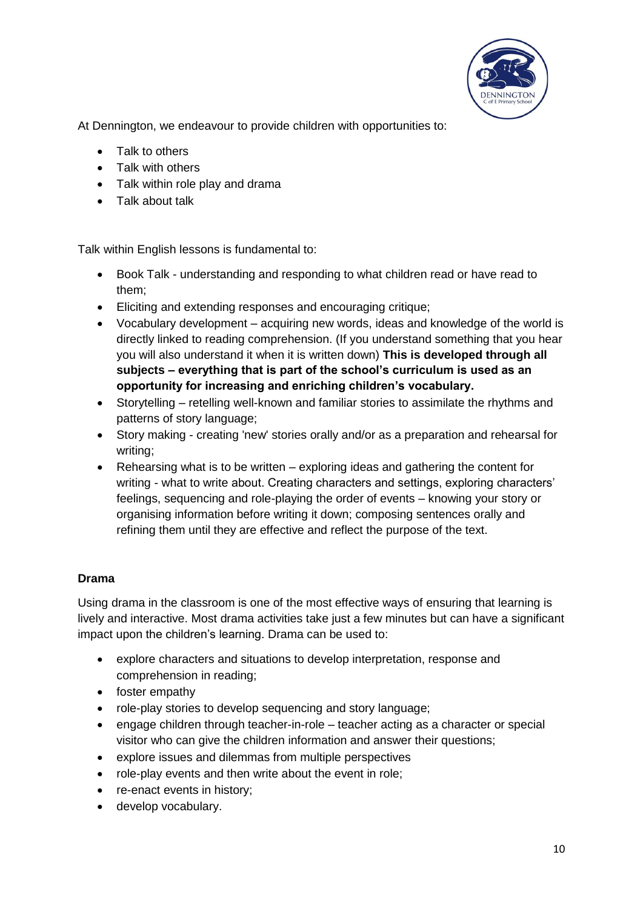At Dennington, we endeavour to provide children with opportunities to:

- Talk to others
- Talk with others
- Talk within role play and drama
- Talk about talk

Talk within English lessons is fundamental to:

- Book Talk - understanding and responding to what children read or have read to them;
- Eliciting and extending responses and encouraging critique;
- Vocabulary development – acquiring new words, ideas and knowledge of the world is directly linked to reading comprehension. (If you understand something that you hear you will also understand it when it is written down) **This is developed through all subjects – everything that is part of the school's curriculum is used as an opportunity for increasing and enriching children's vocabulary.**
- Storytelling – retelling well-known and familiar stories to assimilate the rhythms and patterns of story language;
- Story making - creating 'new' stories orally and/or as a preparation and rehearsal for writing;
- Rehearsing what is to be written – exploring ideas and gathering the content for writing - what to write about. Creating characters and settings, exploring characters' feelings, sequencing and role-playing the order of events – knowing your story or organising information before writing it down; composing sentences orally and refining them until they are effective and reflect the purpose of the text.

**Drama**

Using drama in the classroom is one of the most effective ways of ensuring that learning is lively and interactive. Most drama activities take just a few minutes but can have a significant impact upon the children's learning. Drama can be used to:

- explore characters and situations to develop interpretation, response and comprehension in reading;
- foster empathy
- role-play stories to develop sequencing and story language;
- engage children through teacher-in-role – teacher acting as a character or special visitor who can give the children information and answer their questions;
- explore issues and dilemmas from multiple perspectives
- role-play events and then write about the event in role;
- re-enact events in history;
- develop vocabulary.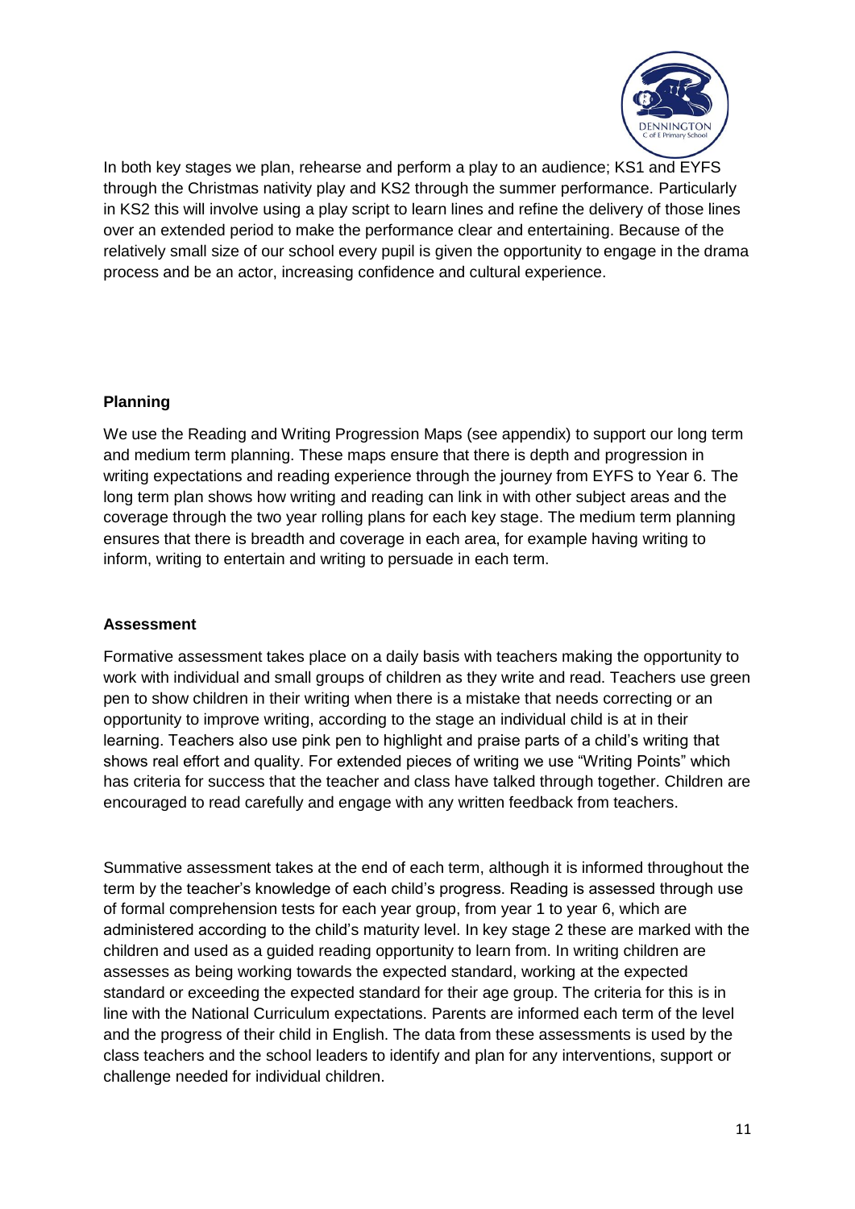In both key stages we plan, rehearse and perform a play to an audience; KS1 and EYFS through the Christmas nativity play and KS2 through the summer performance. Particularly in KS2 this will involve using a play script to learn lines and refine the delivery of those lines over an extended period to make the performance clear and entertaining. Because of the relatively small size of our school every pupil is given the opportunity to engage in the drama process and be an actor, increasing confidence and cultural experience.

**Planning**

We use the Reading and Writing Progression Maps (see appendix) to support our long term and medium term planning. These maps ensure that there is depth and progression in writing expectations and reading experience through the journey from EYFS to Year 6. The long term plan shows how writing and reading can link in with other subject areas and the coverage through the two year rolling plans for each key stage. The medium term planning ensures that there is breadth and coverage in each area, for example having writing to inform, writing to entertain and writing to persuade in each term.

**Assessment**

Formative assessment takes place on a daily basis with teachers making the opportunity to work with individual and small groups of children as they write and read. Teachers use green pen to show children in their writing when there is a mistake that needs correcting or an opportunity to improve writing, according to the stage an individual child is at in their learning. Teachers also use pink pen to highlight and praise parts of a child's writing that shows real effort and quality. For extended pieces of writing we use "Writing Points" which has criteria for success that the teacher and class have talked through together. Children are encouraged to read carefully and engage with any written feedback from teachers.

Summative assessment takes at the end of each term, although it is informed throughout the term by the teacher's knowledge of each child's progress. Reading is assessed through use of formal comprehension tests for each year group, from year 1 to year 6, which are administered according to the child's maturity level. In key stage 2 these are marked with the children and used as a guided reading opportunity to learn from. In writing children are assesses as being working towards the expected standard, working at the expected standard or exceeding the expected standard for their age group. The criteria for this is in line with the National Curriculum expectations. Parents are informed each term of the level and the progress of their child in English. The data from these assessments is used by the class teachers and the school leaders to identify and plan for any interventions, support or challenge needed for individual children.